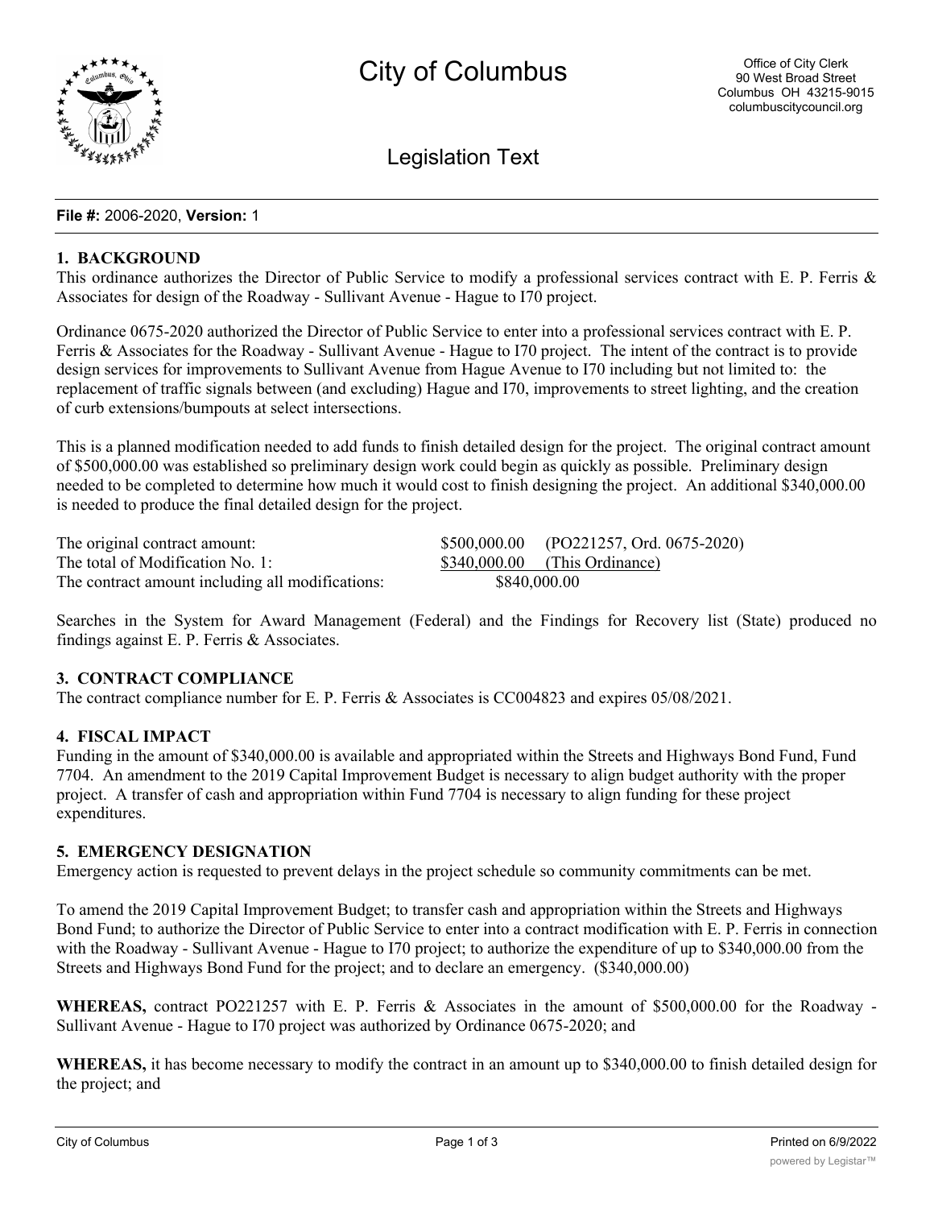# City of Columbus

Office of City Clerk
90 West Broad Street
Columbus OH 43215-9015
columbuscitycouncil.org

## Legislation Text

**File #:** 2006-2020, **Version:** 1

### 1. BACKGROUND

This ordinance authorizes the Director of Public Service to modify a professional services contract with E. P. Ferris & Associates for design of the Roadway - Sullivant Avenue - Hague to I70 project.

Ordinance 0675-2020 authorized the Director of Public Service to enter into a professional services contract with E. P. Ferris & Associates for the Roadway - Sullivant Avenue - Hague to I70 project. The intent of the contract is to provide design services for improvements to Sullivant Avenue from Hague Avenue to I70 including but not limited to: the replacement of traffic signals between (and excluding) Hague and I70, improvements to street lighting, and the creation of curb extensions/bumpouts at select intersections.

This is a planned modification needed to add funds to finish detailed design for the project. The original contract amount of $500,000.00 was established so preliminary design work could begin as quickly as possible. Preliminary design needed to be completed to determine how much it would cost to finish designing the project. An additional $340,000.00 is needed to produce the final detailed design for the project.

| | | |
|---|---|---|
| The original contract amount: | $500,000.00 | (PO221257, Ord. 0675-2020) |
| The total of Modification No. 1: | $340,000.00 | (This Ordinance) |
| The contract amount including all modifications: | $840,000.00 | |

Searches in the System for Award Management (Federal) and the Findings for Recovery list (State) produced no findings against E. P. Ferris & Associates.

### 3. CONTRACT COMPLIANCE

The contract compliance number for E. P. Ferris & Associates is CC004823 and expires 05/08/2021.

### 4. FISCAL IMPACT

Funding in the amount of $340,000.00 is available and appropriated within the Streets and Highways Bond Fund, Fund 7704. An amendment to the 2019 Capital Improvement Budget is necessary to align budget authority with the proper project. A transfer of cash and appropriation within Fund 7704 is necessary to align funding for these project expenditures.

### 5. EMERGENCY DESIGNATION

Emergency action is requested to prevent delays in the project schedule so community commitments can be met.

To amend the 2019 Capital Improvement Budget; to transfer cash and appropriation within the Streets and Highways Bond Fund; to authorize the Director of Public Service to enter into a contract modification with E. P. Ferris in connection with the Roadway - Sullivant Avenue - Hague to I70 project; to authorize the expenditure of up to $340,000.00 from the Streets and Highways Bond Fund for the project; and to declare an emergency. ($340,000.00)

**WHEREAS,** contract PO221257 with E. P. Ferris & Associates in the amount of $500,000.00 for the Roadway - Sullivant Avenue - Hague to I70 project was authorized by Ordinance 0675-2020; and

**WHEREAS,** it has become necessary to modify the contract in an amount up to $340,000.00 to finish detailed design for the project; and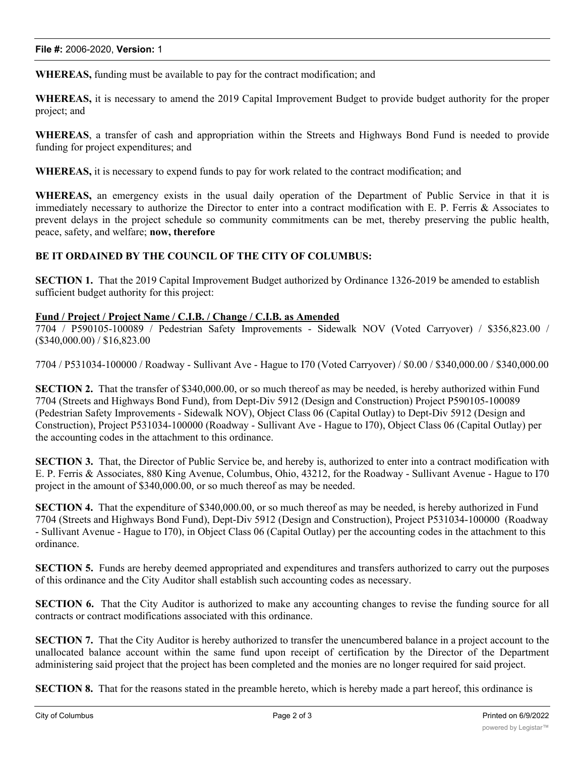**WHEREAS,** funding must be available to pay for the contract modification; and

**WHEREAS,** it is necessary to amend the 2019 Capital Improvement Budget to provide budget authority for the proper project; and

**WHEREAS**, a transfer of cash and appropriation within the Streets and Highways Bond Fund is needed to provide funding for project expenditures; and

**WHEREAS,** it is necessary to expend funds to pay for work related to the contract modification; and

**WHEREAS,** an emergency exists in the usual daily operation of the Department of Public Service in that it is immediately necessary to authorize the Director to enter into a contract modification with E. P. Ferris & Associates to prevent delays in the project schedule so community commitments can be met, thereby preserving the public health, peace, safety, and welfare; **now, therefore**

**BE IT ORDAINED BY THE COUNCIL OF THE CITY OF COLUMBUS:**

**SECTION 1.** That the 2019 Capital Improvement Budget authorized by Ordinance 1326-2019 be amended to establish sufficient budget authority for this project:

**Fund / Project / Project Name / C.I.B. / Change / C.I.B. as Amended**
7704 / P590105-100089 / Pedestrian Safety Improvements - Sidewalk NOV (Voted Carryover) / $356,823.00 / ($340,000.00) / $16,823.00

7704 / P531034-100000 / Roadway - Sullivant Ave - Hague to I70 (Voted Carryover) / $0.00 / $340,000.00 / $340,000.00

**SECTION 2.** That the transfer of $340,000.00, or so much thereof as may be needed, is hereby authorized within Fund 7704 (Streets and Highways Bond Fund), from Dept-Div 5912 (Design and Construction) Project P590105-100089 (Pedestrian Safety Improvements - Sidewalk NOV), Object Class 06 (Capital Outlay) to Dept-Div 5912 (Design and Construction), Project P531034-100000 (Roadway - Sullivant Ave - Hague to I70), Object Class 06 (Capital Outlay) per the accounting codes in the attachment to this ordinance.

**SECTION 3.** That, the Director of Public Service be, and hereby is, authorized to enter into a contract modification with E. P. Ferris & Associates, 880 King Avenue, Columbus, Ohio, 43212, for the Roadway - Sullivant Avenue - Hague to I70 project in the amount of $340,000.00, or so much thereof as may be needed.

**SECTION 4.** That the expenditure of $340,000.00, or so much thereof as may be needed, is hereby authorized in Fund 7704 (Streets and Highways Bond Fund), Dept-Div 5912 (Design and Construction), Project P531034-100000 (Roadway - Sullivant Avenue - Hague to I70), in Object Class 06 (Capital Outlay) per the accounting codes in the attachment to this ordinance.

**SECTION 5.** Funds are hereby deemed appropriated and expenditures and transfers authorized to carry out the purposes of this ordinance and the City Auditor shall establish such accounting codes as necessary.

**SECTION 6.** That the City Auditor is authorized to make any accounting changes to revise the funding source for all contracts or contract modifications associated with this ordinance.

**SECTION 7.** That the City Auditor is hereby authorized to transfer the unencumbered balance in a project account to the unallocated balance account within the same fund upon receipt of certification by the Director of the Department administering said project that the project has been completed and the monies are no longer required for said project.

**SECTION 8.** That for the reasons stated in the preamble hereto, which is hereby made a part hereof, this ordinance is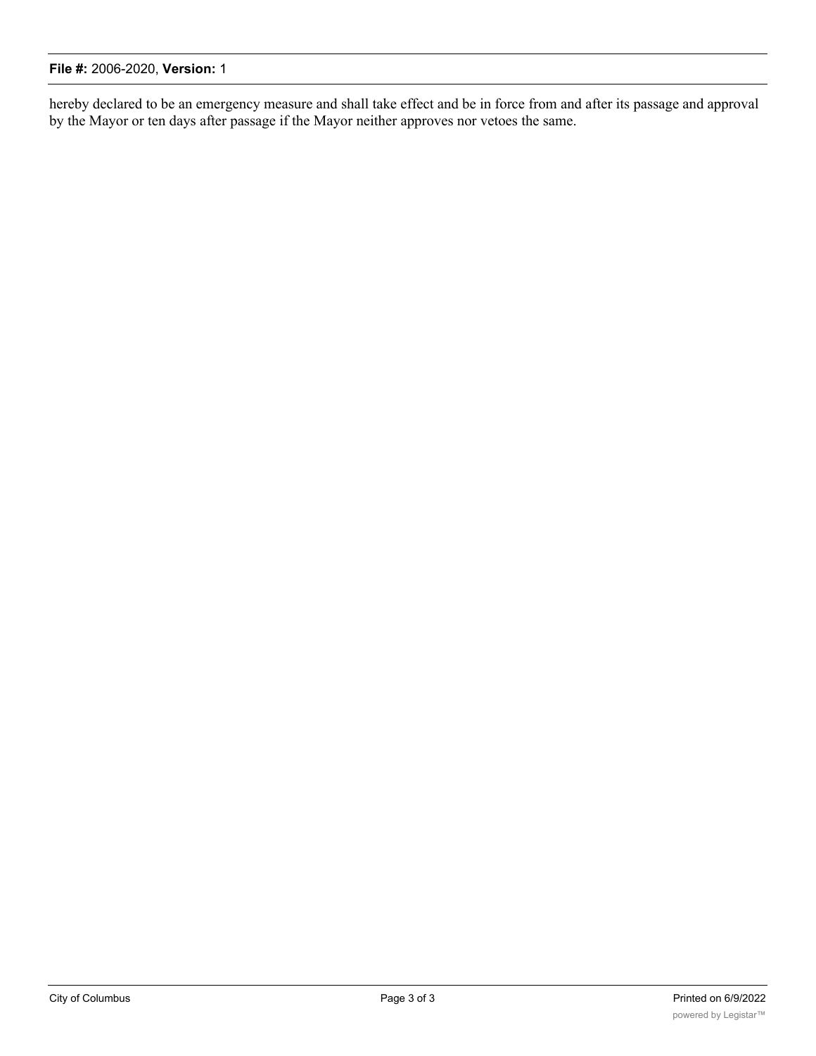hereby declared to be an emergency measure and shall take effect and be in force from and after its passage and approval by the Mayor or ten days after passage if the Mayor neither approves nor vetoes the same.